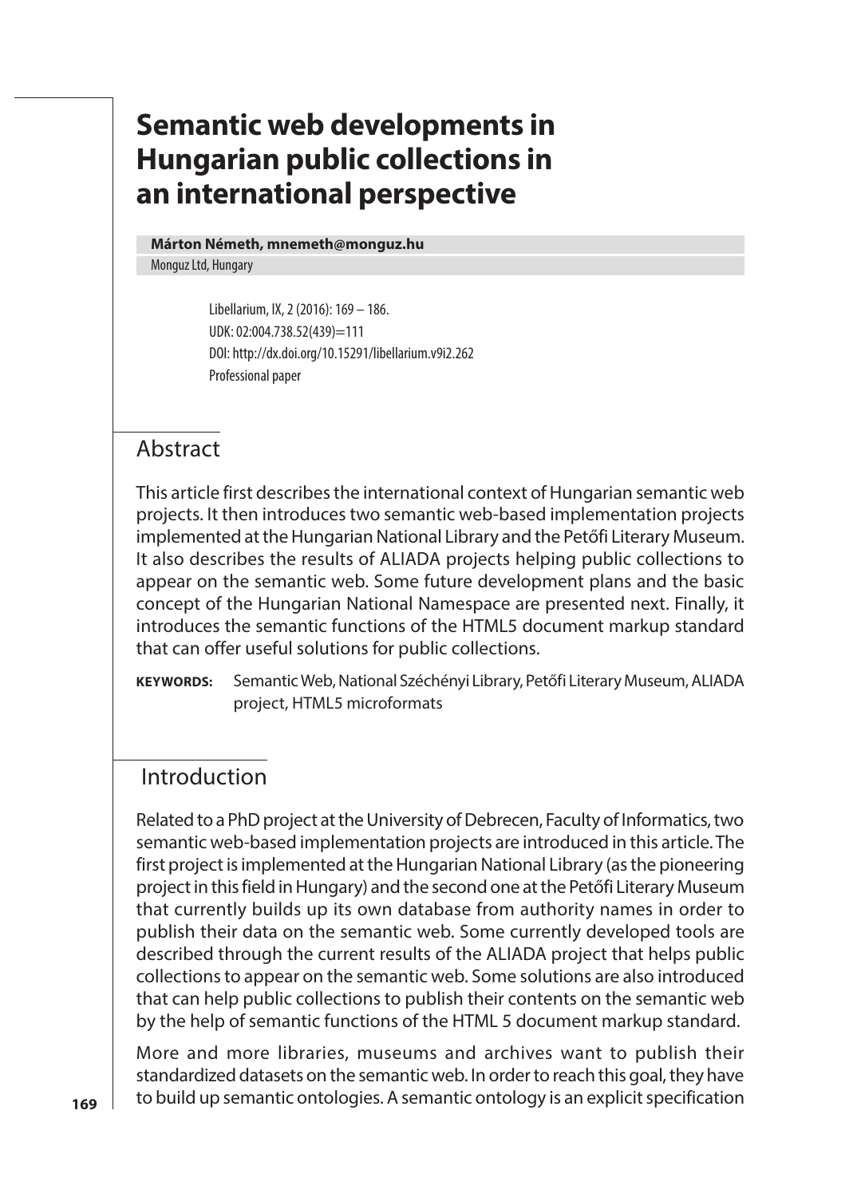# Semantic web developments in Hungarian public collections in an international perspective

**Márton Németh, mnemeth@monguz.hu**
Monguz Ltd, Hungary

Libellarium, IX, 2 (2016): 169 – 186.
UDK: 02:004.738.52(439)=111
DOI: http://dx.doi.org/10.15291/libellarium.v9i2.262
Professional paper

## Abstract

This article first describes the international context of Hungarian semantic web projects. It then introduces two semantic web-based implementation projects implemented at the Hungarian National Library and the Petőfi Literary Museum. It also describes the results of ALIADA projects helping public collections to appear on the semantic web. Some future development plans and the basic concept of the Hungarian National Namespace are presented next. Finally, it introduces the semantic functions of the HTML5 document markup standard that can offer useful solutions for public collections.

**KEYWORDS:** Semantic Web, National Széchényi Library, Petőfi Literary Museum, ALIADA project, HTML5 microformats

## Introduction

Related to a PhD project at the University of Debrecen, Faculty of Informatics, two semantic web-based implementation projects are introduced in this article. The first project is implemented at the Hungarian National Library (as the pioneering project in this field in Hungary) and the second one at the Petőfi Literary Museum that currently builds up its own database from authority names in order to publish their data on the semantic web. Some currently developed tools are described through the current results of the ALIADA project that helps public collections to appear on the semantic web. Some solutions are also introduced that can help public collections to publish their contents on the semantic web by the help of semantic functions of the HTML 5 document markup standard.

More and more libraries, museums and archives want to publish their standardized datasets on the semantic web. In order to reach this goal, they have to build up semantic ontologies. A semantic ontology is an explicit specification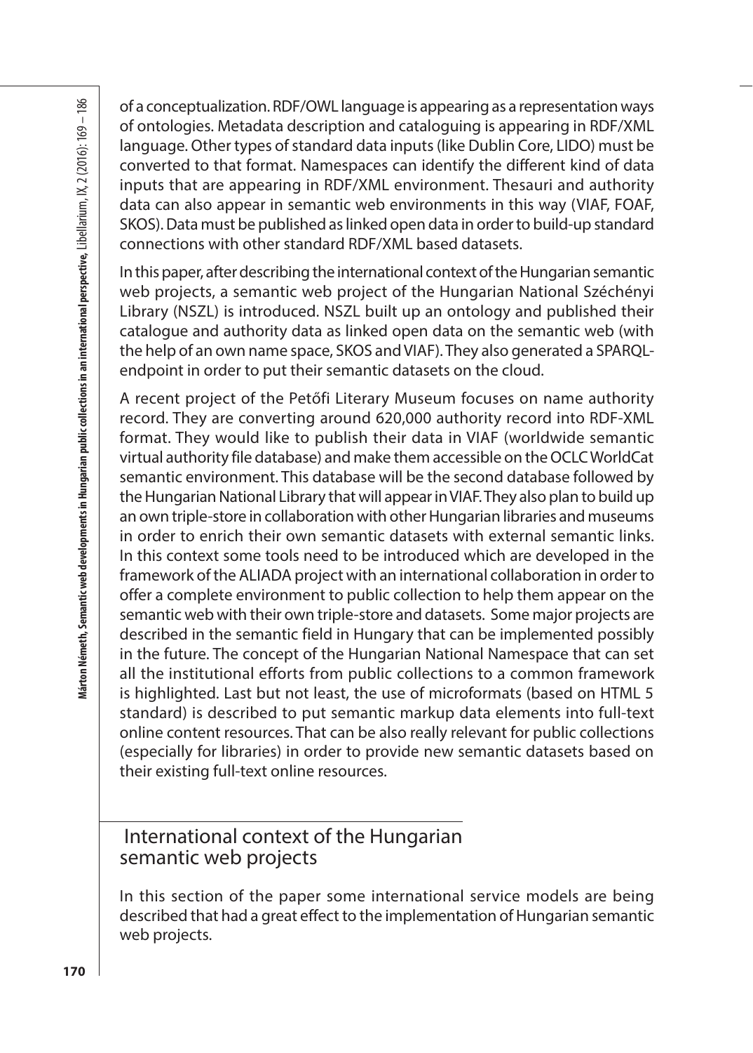of a conceptualization. RDF/OWL language is appearing as a representation ways of ontologies. Metadata description and cataloguing is appearing in RDF/XML language. Other types of standard data inputs (like Dublin Core, LIDO) must be converted to that format. Namespaces can identify the different kind of data inputs that are appearing in RDF/XML environment. Thesauri and authority data can also appear in semantic web environments in this way (VIAF, FOAF, SKOS). Data must be published as linked open data in order to build-up standard connections with other standard RDF/XML based datasets.

In this paper, after describing the international context of the Hungarian semantic web projects, a semantic web project of the Hungarian National Széchényi Library (NSZL) is introduced. NSZL built up an ontology and published their catalogue and authority data as linked open data on the semantic web (with the help of an own name space, SKOS and VIAF). They also generated a SPARQL-endpoint in order to put their semantic datasets on the cloud.

A recent project of the Petőfi Literary Museum focuses on name authority record. They are converting around 620,000 authority record into RDF-XML format. They would like to publish their data in VIAF (worldwide semantic virtual authority file database) and make them accessible on the OCLC WorldCat semantic environment. This database will be the second database followed by the Hungarian National Library that will appear in VIAF. They also plan to build up an own triple-store in collaboration with other Hungarian libraries and museums in order to enrich their own semantic datasets with external semantic links. In this context some tools need to be introduced which are developed in the framework of the ALIADA project with an international collaboration in order to offer a complete environment to public collection to help them appear on the semantic web with their own triple-store and datasets. Some major projects are described in the semantic field in Hungary that can be implemented possibly in the future. The concept of the Hungarian National Namespace that can set all the institutional efforts from public collections to a common framework is highlighted. Last but not least, the use of microformats (based on HTML 5 standard) is described to put semantic markup data elements into full-text online content resources. That can be also really relevant for public collections (especially for libraries) in order to provide new semantic datasets based on their existing full-text online resources.

## International context of the Hungarian semantic web projects

In this section of the paper some international service models are being described that had a great effect to the implementation of Hungarian semantic web projects.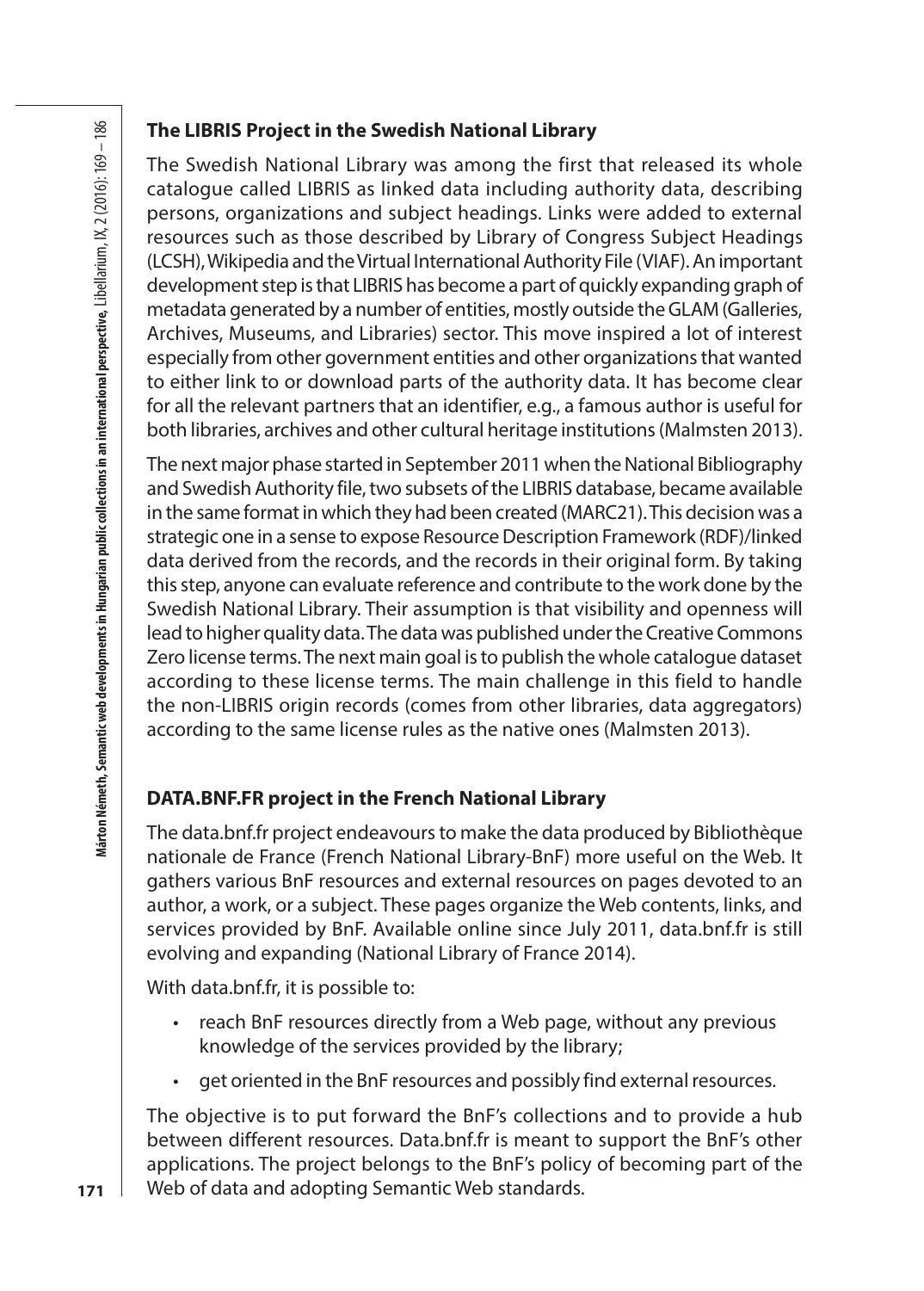### The LIBRIS Project in the Swedish National Library

The Swedish National Library was among the first that released its whole catalogue called LIBRIS as linked data including authority data, describing persons, organizations and subject headings. Links were added to external resources such as those described by Library of Congress Subject Headings (LCSH), Wikipedia and the Virtual International Authority File (VIAF). An important development step is that LIBRIS has become a part of quickly expanding graph of metadata generated by a number of entities, mostly outside the GLAM (Galleries, Archives, Museums, and Libraries) sector. This move inspired a lot of interest especially from other government entities and other organizations that wanted to either link to or download parts of the authority data. It has become clear for all the relevant partners that an identifier, e.g., a famous author is useful for both libraries, archives and other cultural heritage institutions (Malmsten 2013).

The next major phase started in September 2011 when the National Bibliography and Swedish Authority file, two subsets of the LIBRIS database, became available in the same format in which they had been created (MARC21). This decision was a strategic one in a sense to expose Resource Description Framework (RDF)/linked data derived from the records, and the records in their original form. By taking this step, anyone can evaluate reference and contribute to the work done by the Swedish National Library. Their assumption is that visibility and openness will lead to higher quality data. The data was published under the Creative Commons Zero license terms. The next main goal is to publish the whole catalogue dataset according to these license terms. The main challenge in this field to handle the non-LIBRIS origin records (comes from other libraries, data aggregators) according to the same license rules as the native ones (Malmsten 2013).

### DATA.BNF.FR project in the French National Library

The data.bnf.fr project endeavours to make the data produced by Bibliothèque nationale de France (French National Library-BnF) more useful on the Web. It gathers various BnF resources and external resources on pages devoted to an author, a work, or a subject. These pages organize the Web contents, links, and services provided by BnF. Available online since July 2011, data.bnf.fr is still evolving and expanding (National Library of France 2014).

With data.bnf.fr, it is possible to:

- reach BnF resources directly from a Web page, without any previous knowledge of the services provided by the library;
- get oriented in the BnF resources and possibly find external resources.

The objective is to put forward the BnF's collections and to provide a hub between different resources. Data.bnf.fr is meant to support the BnF's other applications. The project belongs to the BnF's policy of becoming part of the Web of data and adopting Semantic Web standards.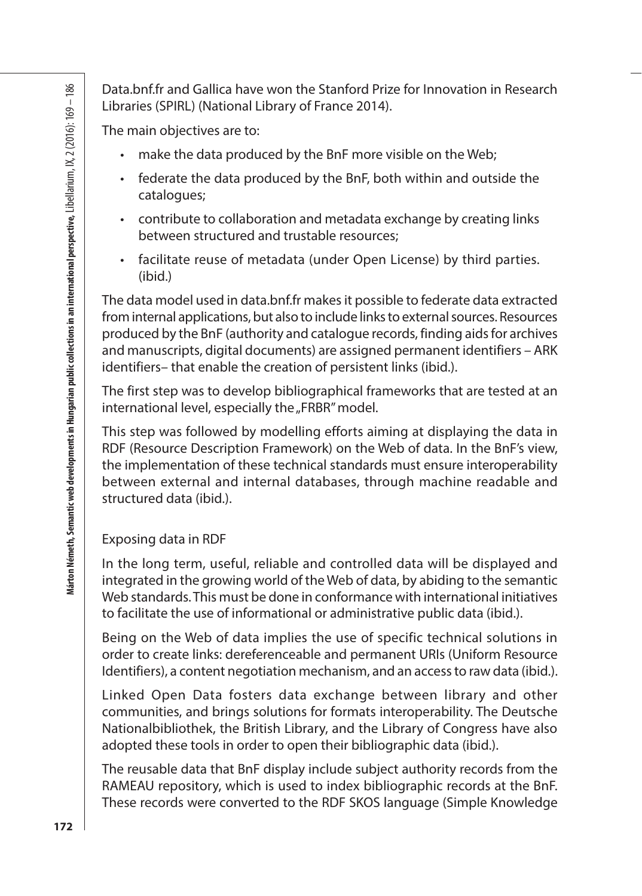Data.bnf.fr and Gallica have won the Stanford Prize for Innovation in Research Libraries (SPIRL) (National Library of France 2014).

The main objectives are to:

- make the data produced by the BnF more visible on the Web;
- federate the data produced by the BnF, both within and outside the catalogues;
- contribute to collaboration and metadata exchange by creating links between structured and trustable resources;
- facilitate reuse of metadata (under Open License) by third parties. (ibid.)

The data model used in data.bnf.fr makes it possible to federate data extracted from internal applications, but also to include links to external sources. Resources produced by the BnF (authority and catalogue records, finding aids for archives and manuscripts, digital documents) are assigned permanent identifiers – ARK identifiers– that enable the creation of persistent links (ibid.).

The first step was to develop bibliographical frameworks that are tested at an international level, especially the „FRBR" model.

This step was followed by modelling efforts aiming at displaying the data in RDF (Resource Description Framework) on the Web of data. In the BnF's view, the implementation of these technical standards must ensure interoperability between external and internal databases, through machine readable and structured data (ibid.).

Exposing data in RDF

In the long term, useful, reliable and controlled data will be displayed and integrated in the growing world of the Web of data, by abiding to the semantic Web standards. This must be done in conformance with international initiatives to facilitate the use of informational or administrative public data (ibid.).

Being on the Web of data implies the use of specific technical solutions in order to create links: dereferenceable and permanent URIs (Uniform Resource Identifiers), a content negotiation mechanism, and an access to raw data (ibid.).

Linked Open Data fosters data exchange between library and other communities, and brings solutions for formats interoperability. The Deutsche Nationalbibliothek, the British Library, and the Library of Congress have also adopted these tools in order to open their bibliographic data (ibid.).

The reusable data that BnF display include subject authority records from the RAMEAU repository, which is used to index bibliographic records at the BnF. These records were converted to the RDF SKOS language (Simple Knowledge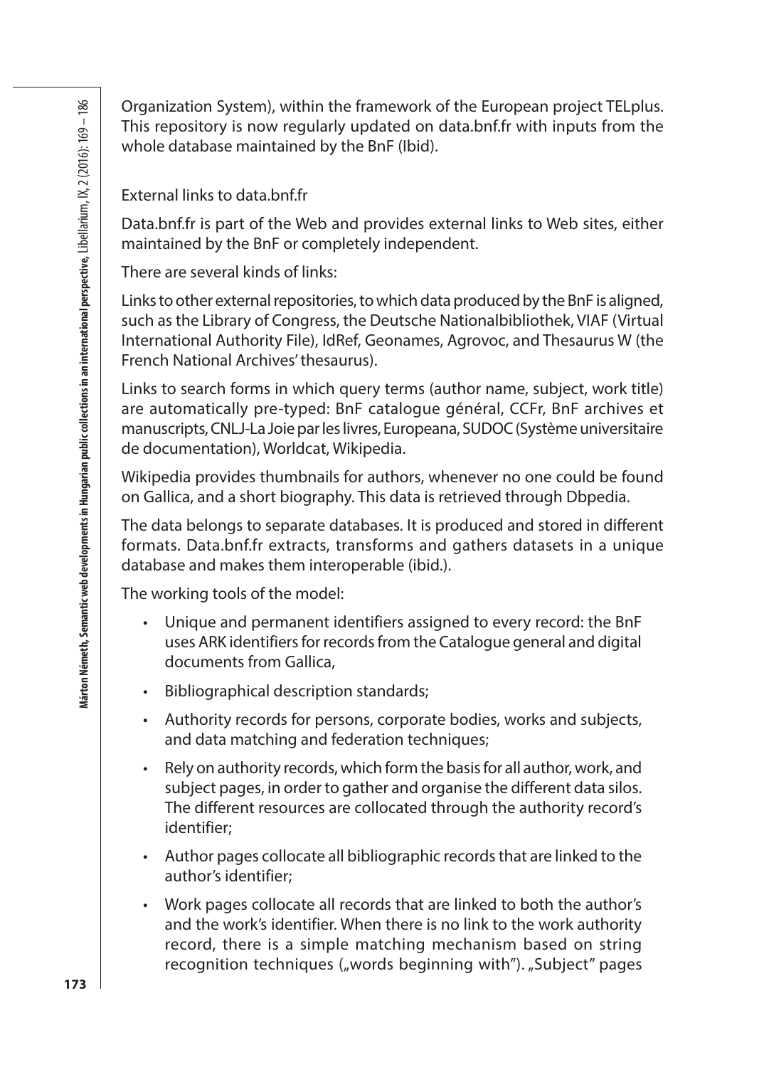Organization System), within the framework of the European project TELplus. This repository is now regularly updated on data.bnf.fr with inputs from the whole database maintained by the BnF (Ibid).

External links to data.bnf.fr

Data.bnf.fr is part of the Web and provides external links to Web sites, either maintained by the BnF or completely independent.

There are several kinds of links:

Links to other external repositories, to which data produced by the BnF is aligned, such as the Library of Congress, the Deutsche Nationalbibliothek, VIAF (Virtual International Authority File), IdRef, Geonames, Agrovoc, and Thesaurus W (the French National Archives' thesaurus).

Links to search forms in which query terms (author name, subject, work title) are automatically pre-typed: BnF catalogue général, CCFr, BnF archives et manuscripts, CNLJ-La Joie par les livres, Europeana, SUDOC (Système universitaire de documentation), Worldcat, Wikipedia.

Wikipedia provides thumbnails for authors, whenever no one could be found on Gallica, and a short biography. This data is retrieved through Dbpedia.

The data belongs to separate databases. It is produced and stored in different formats. Data.bnf.fr extracts, transforms and gathers datasets in a unique database and makes them interoperable (ibid.).

The working tools of the model:

- Unique and permanent identifiers assigned to every record: the BnF uses ARK identifiers for records from the Catalogue general and digital documents from Gallica,
- Bibliographical description standards;
- Authority records for persons, corporate bodies, works and subjects, and data matching and federation techniques;
- Rely on authority records, which form the basis for all author, work, and subject pages, in order to gather and organise the different data silos. The different resources are collocated through the authority record's identifier;
- Author pages collocate all bibliographic records that are linked to the author's identifier;
- Work pages collocate all records that are linked to both the author's and the work's identifier. When there is no link to the work authority record, there is a simple matching mechanism based on string recognition techniques („words beginning with"). „Subject" pages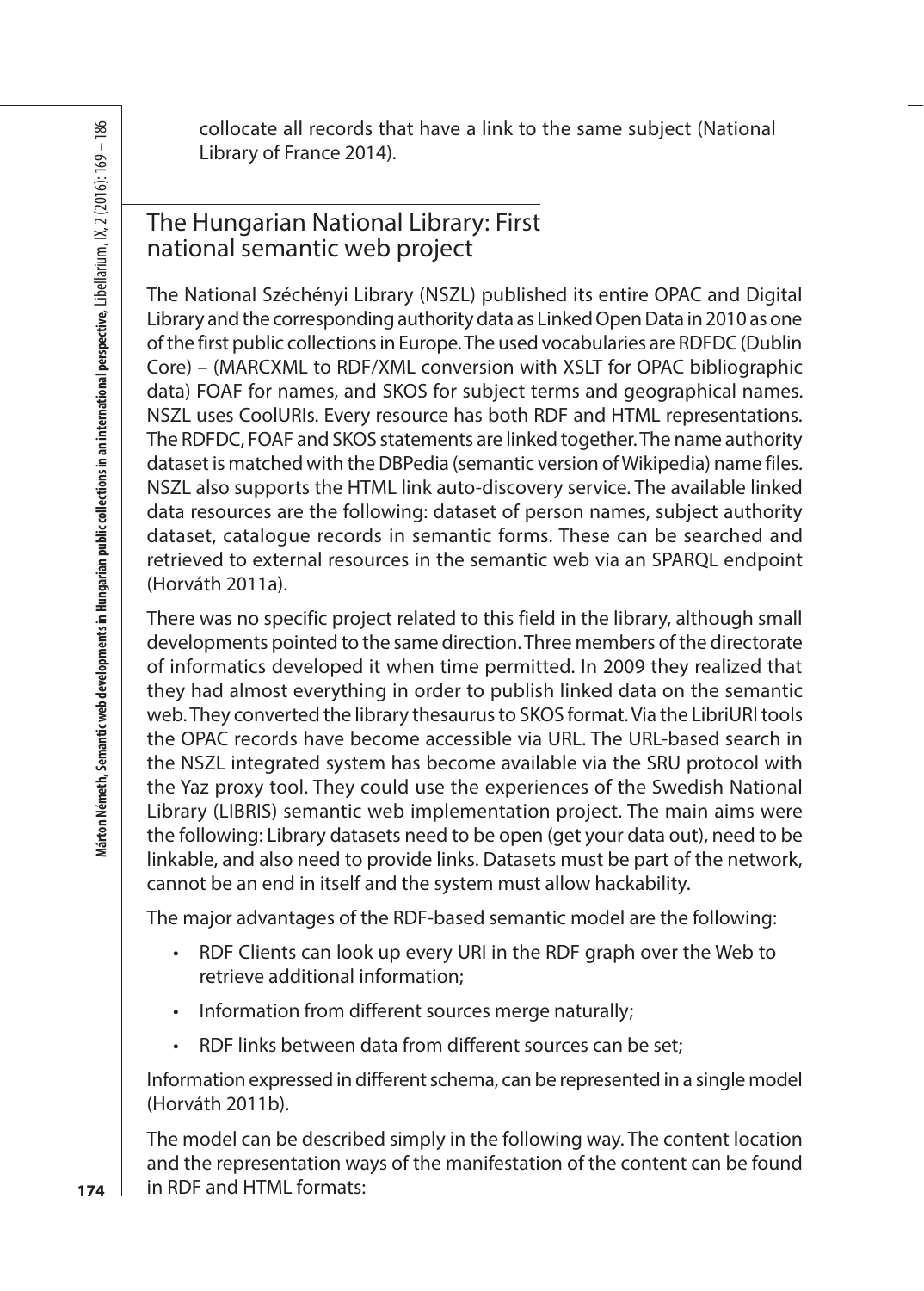collocate all records that have a link to the same subject (National Library of France 2014).

## The Hungarian National Library: First national semantic web project

The National Széchényi Library (NSZL) published its entire OPAC and Digital Library and the corresponding authority data as Linked Open Data in 2010 as one of the first public collections in Europe. The used vocabularies are RDFDC (Dublin Core) – (MARCXML to RDF/XML conversion with XSLT for OPAC bibliographic data) FOAF for names, and SKOS for subject terms and geographical names. NSZL uses CoolURIs. Every resource has both RDF and HTML representations. The RDFDC, FOAF and SKOS statements are linked together. The name authority dataset is matched with the DBPedia (semantic version of Wikipedia) name files. NSZL also supports the HTML link auto-discovery service. The available linked data resources are the following: dataset of person names, subject authority dataset, catalogue records in semantic forms. These can be searched and retrieved to external resources in the semantic web via an SPARQL endpoint (Horváth 2011a).

There was no specific project related to this field in the library, although small developments pointed to the same direction. Three members of the directorate of informatics developed it when time permitted. In 2009 they realized that they had almost everything in order to publish linked data on the semantic web. They converted the library thesaurus to SKOS format. Via the LibriURl tools the OPAC records have become accessible via URL. The URL-based search in the NSZL integrated system has become available via the SRU protocol with the Yaz proxy tool. They could use the experiences of the Swedish National Library (LIBRIS) semantic web implementation project. The main aims were the following: Library datasets need to be open (get your data out), need to be linkable, and also need to provide links. Datasets must be part of the network, cannot be an end in itself and the system must allow hackability.

The major advantages of the RDF-based semantic model are the following:

- RDF Clients can look up every URI in the RDF graph over the Web to retrieve additional information;
- Information from different sources merge naturally;
- RDF links between data from different sources can be set;

Information expressed in different schema, can be represented in a single model (Horváth 2011b).

The model can be described simply in the following way. The content location and the representation ways of the manifestation of the content can be found in RDF and HTML formats: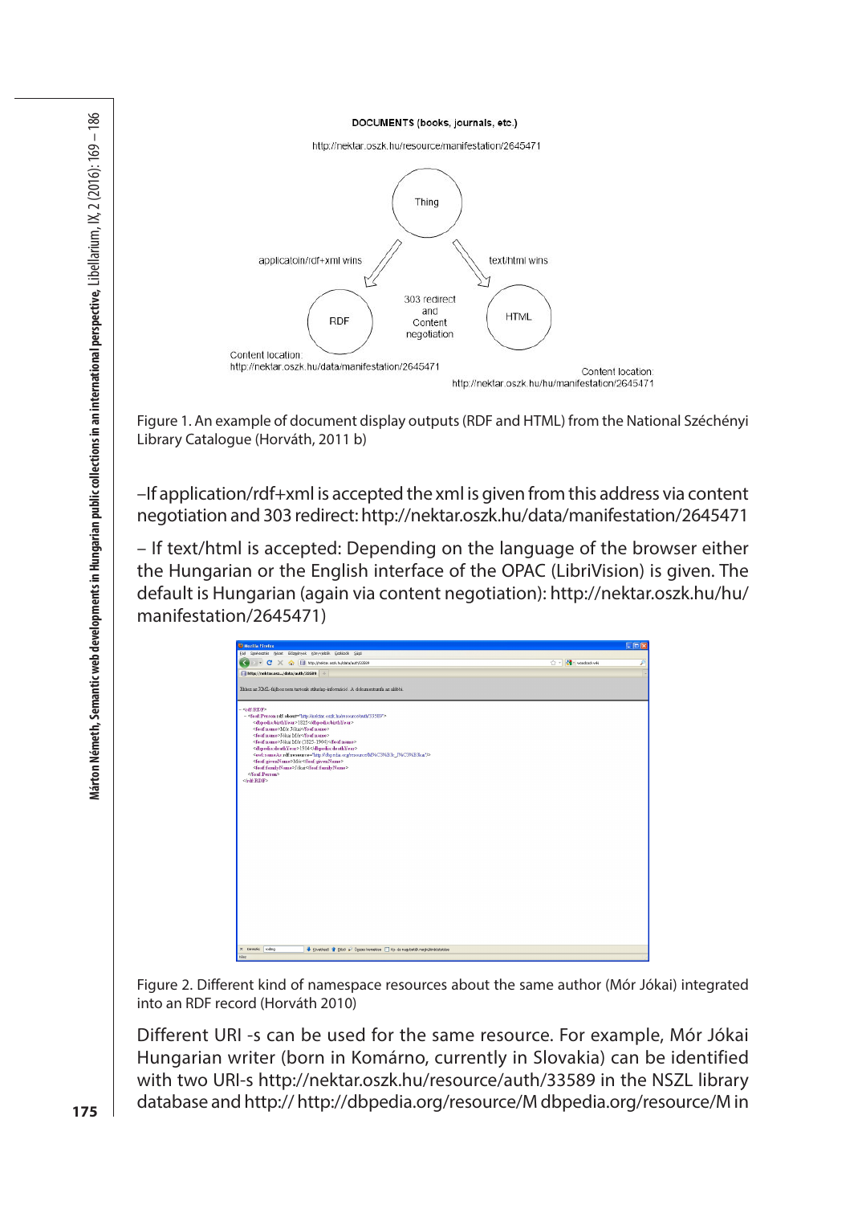DOCUMENTS (books, journals, etc.)

http://nektar.oszk.hu/resource/manifestation/2645471

Thing

applicatoin/rdf+xml wins

text/html wins

303 redirect and Content negotiation

RDF

HTML

Content location: http://nektar.oszk.hu/data/manifestation/2645471

Content location: http://nektar.oszk.hu/hu/manifestation/2645471

Figure 1. An example of document display outputs (RDF and HTML) from the National Széchényi Library Catalogue (Horváth, 2011 b)

–If application/rdf+xml is accepted the xml is given from this address via content negotiation and 303 redirect: http://nektar.oszk.hu/data/manifestation/2645471

– If text/html is accepted: Depending on the language of the browser either the Hungarian or the English interface of the OPAC (LibriVision) is given. The default is Hungarian (again via content negotiation): http://nektar.oszk.hu/hu/manifestation/2645471)

Figure 2. Different kind of namespace resources about the same author (Mór Jókai) integrated into an RDF record (Horváth 2010)

Different URI -s can be used for the same resource. For example, Mór Jókai Hungarian writer (born in Komárno, currently in Slovakia) can be identified with two URI-s http://nektar.oszk.hu/resource/auth/33589 in the NSZL library database and http:// http://dbpedia.org/resource/M dbpedia.org/resource/M in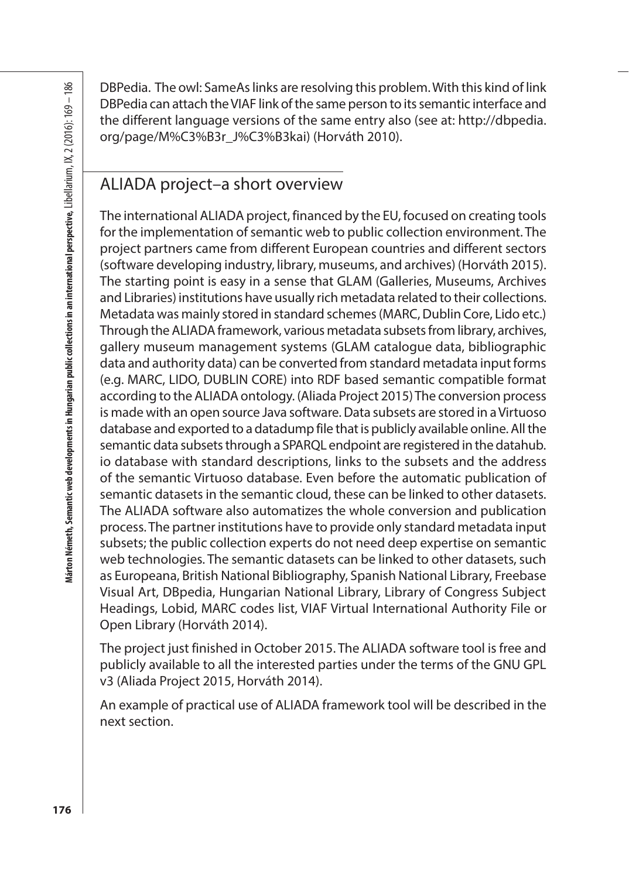DBPedia. The owl: SameAs links are resolving this problem. With this kind of link DBPedia can attach the VIAF link of the same person to its semantic interface and the different language versions of the same entry also (see at: http://dbpedia.org/page/M%C3%B3r_J%C3%B3kai) (Horváth 2010).

## ALIADA project–a short overview

The international ALIADA project, financed by the EU, focused on creating tools for the implementation of semantic web to public collection environment. The project partners came from different European countries and different sectors (software developing industry, library, museums, and archives) (Horváth 2015). The starting point is easy in a sense that GLAM (Galleries, Museums, Archives and Libraries) institutions have usually rich metadata related to their collections. Metadata was mainly stored in standard schemes (MARC, Dublin Core, Lido etc.) Through the ALIADA framework, various metadata subsets from library, archives, gallery museum management systems (GLAM catalogue data, bibliographic data and authority data) can be converted from standard metadata input forms (e.g. MARC, LIDO, DUBLIN CORE) into RDF based semantic compatible format according to the ALIADA ontology. (Aliada Project 2015) The conversion process is made with an open source Java software. Data subsets are stored in a Virtuoso database and exported to a datadump file that is publicly available online. All the semantic data subsets through a SPARQL endpoint are registered in the datahub.io database with standard descriptions, links to the subsets and the address of the semantic Virtuoso database. Even before the automatic publication of semantic datasets in the semantic cloud, these can be linked to other datasets. The ALIADA software also automatizes the whole conversion and publication process. The partner institutions have to provide only standard metadata input subsets; the public collection experts do not need deep expertise on semantic web technologies. The semantic datasets can be linked to other datasets, such as Europeana, British National Bibliography, Spanish National Library, Freebase Visual Art, DBpedia, Hungarian National Library, Library of Congress Subject Headings, Lobid, MARC codes list, VIAF Virtual International Authority File or Open Library (Horváth 2014).

The project just finished in October 2015. The ALIADA software tool is free and publicly available to all the interested parties under the terms of the GNU GPL v3 (Aliada Project 2015, Horváth 2014).

An example of practical use of ALIADA framework tool will be described in the next section.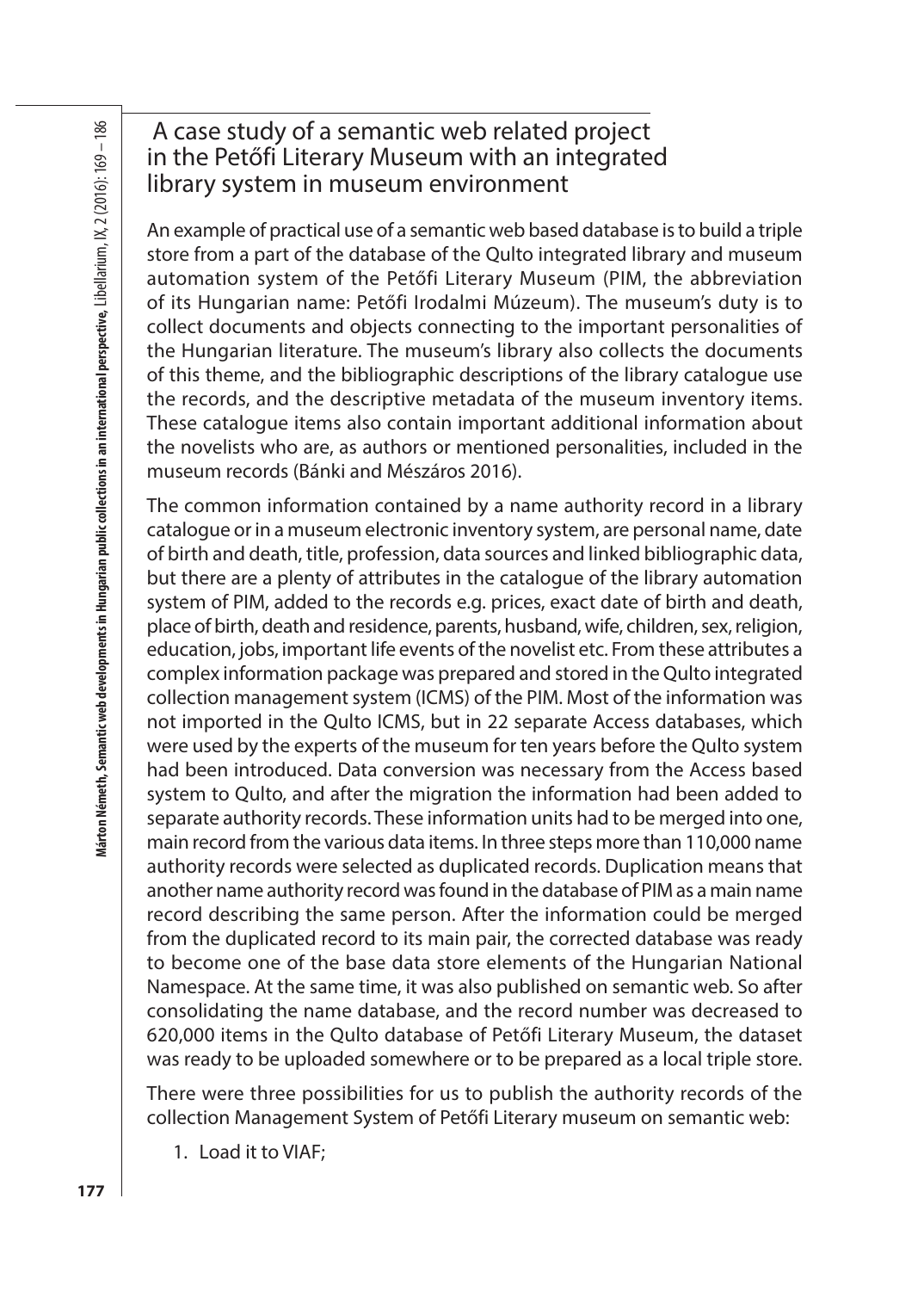## A case study of a semantic web related project in the Petőfi Literary Museum with an integrated library system in museum environment

An example of practical use of a semantic web based database is to build a triple store from a part of the database of the Qulto integrated library and museum automation system of the Petőfi Literary Museum (PIM, the abbreviation of its Hungarian name: Petőfi Irodalmi Múzeum). The museum's duty is to collect documents and objects connecting to the important personalities of the Hungarian literature. The museum's library also collects the documents of this theme, and the bibliographic descriptions of the library catalogue use the records, and the descriptive metadata of the museum inventory items. These catalogue items also contain important additional information about the novelists who are, as authors or mentioned personalities, included in the museum records (Bánki and Mészáros 2016).

The common information contained by a name authority record in a library catalogue or in a museum electronic inventory system, are personal name, date of birth and death, title, profession, data sources and linked bibliographic data, but there are a plenty of attributes in the catalogue of the library automation system of PIM, added to the records e.g. prices, exact date of birth and death, place of birth, death and residence, parents, husband, wife, children, sex, religion, education, jobs, important life events of the novelist etc. From these attributes a complex information package was prepared and stored in the Qulto integrated collection management system (ICMS) of the PIM. Most of the information was not imported in the Qulto ICMS, but in 22 separate Access databases, which were used by the experts of the museum for ten years before the Qulto system had been introduced. Data conversion was necessary from the Access based system to Qulto, and after the migration the information had been added to separate authority records. These information units had to be merged into one, main record from the various data items. In three steps more than 110,000 name authority records were selected as duplicated records. Duplication means that another name authority record was found in the database of PIM as a main name record describing the same person. After the information could be merged from the duplicated record to its main pair, the corrected database was ready to become one of the base data store elements of the Hungarian National Namespace. At the same time, it was also published on semantic web. So after consolidating the name database, and the record number was decreased to 620,000 items in the Qulto database of Petőfi Literary Museum, the dataset was ready to be uploaded somewhere or to be prepared as a local triple store.

There were three possibilities for us to publish the authority records of the collection Management System of Petőfi Literary museum on semantic web:

1. Load it to VIAF;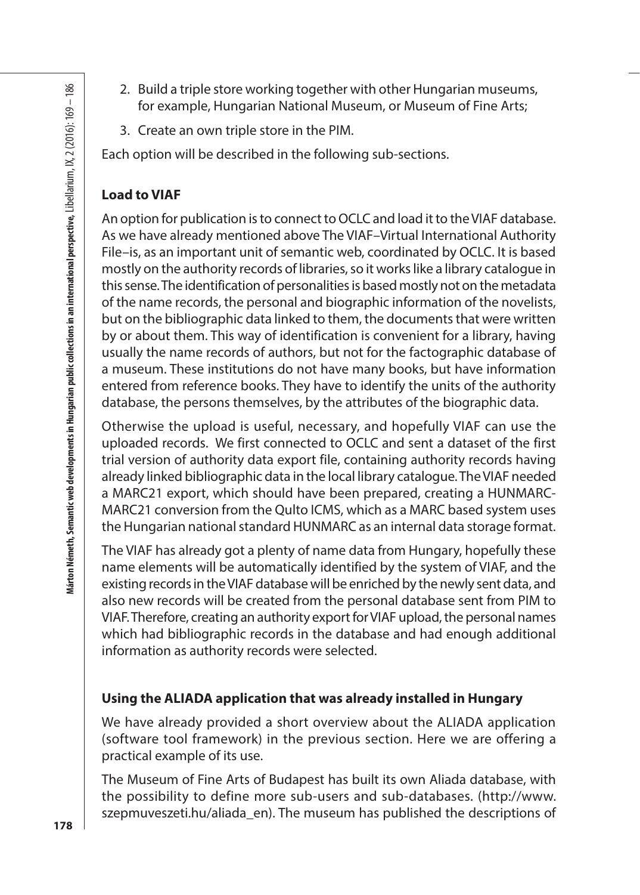2. Build a triple store working together with other Hungarian museums, for example, Hungarian National Museum, or Museum of Fine Arts;
3. Create an own triple store in the PIM.

Each option will be described in the following sub-sections.

### Load to VIAF

An option for publication is to connect to OCLC and load it to the VIAF database. As we have already mentioned above The VIAF–Virtual International Authority File–is, as an important unit of semantic web, coordinated by OCLC. It is based mostly on the authority records of libraries, so it works like a library catalogue in this sense. The identification of personalities is based mostly not on the metadata of the name records, the personal and biographic information of the novelists, but on the bibliographic data linked to them, the documents that were written by or about them. This way of identification is convenient for a library, having usually the name records of authors, but not for the factographic database of a museum. These institutions do not have many books, but have information entered from reference books. They have to identify the units of the authority database, the persons themselves, by the attributes of the biographic data.

Otherwise the upload is useful, necessary, and hopefully VIAF can use the uploaded records. We first connected to OCLC and sent a dataset of the first trial version of authority data export file, containing authority records having already linked bibliographic data in the local library catalogue. The VIAF needed a MARC21 export, which should have been prepared, creating a HUNMARC-MARC21 conversion from the Qulto ICMS, which as a MARC based system uses the Hungarian national standard HUNMARC as an internal data storage format.

The VIAF has already got a plenty of name data from Hungary, hopefully these name elements will be automatically identified by the system of VIAF, and the existing records in the VIAF database will be enriched by the newly sent data, and also new records will be created from the personal database sent from PIM to VIAF. Therefore, creating an authority export for VIAF upload, the personal names which had bibliographic records in the database and had enough additional information as authority records were selected.

### Using the ALIADA application that was already installed in Hungary

We have already provided a short overview about the ALIADA application (software tool framework) in the previous section. Here we are offering a practical example of its use.

The Museum of Fine Arts of Budapest has built its own Aliada database, with the possibility to define more sub-users and sub-databases. (http://www.szepmuveszeti.hu/aliada_en). The museum has published the descriptions of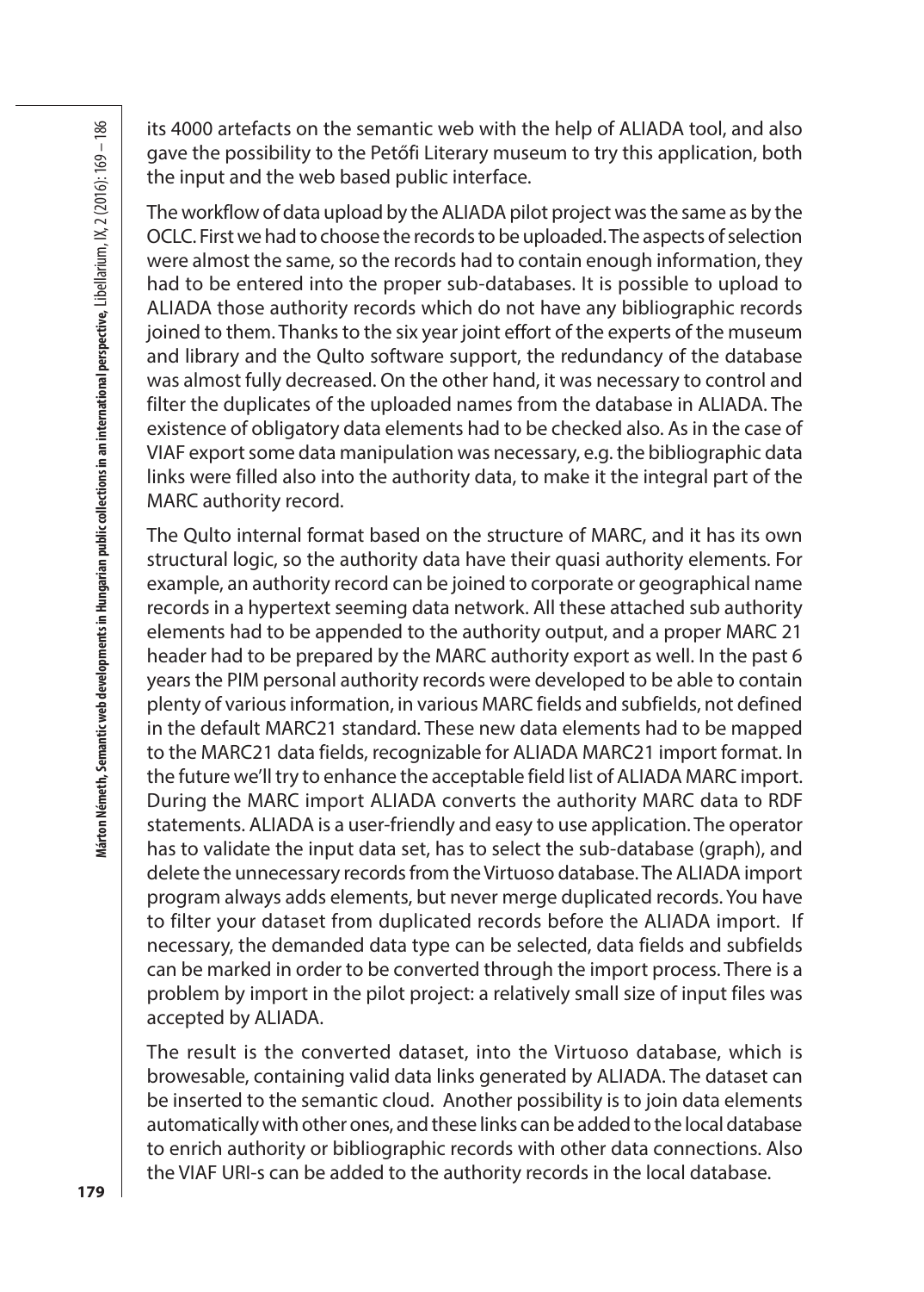its 4000 artefacts on the semantic web with the help of ALIADA tool, and also gave the possibility to the Petőfi Literary museum to try this application, both the input and the web based public interface.

The workflow of data upload by the ALIADA pilot project was the same as by the OCLC. First we had to choose the records to be uploaded. The aspects of selection were almost the same, so the records had to contain enough information, they had to be entered into the proper sub-databases. It is possible to upload to ALIADA those authority records which do not have any bibliographic records joined to them. Thanks to the six year joint effort of the experts of the museum and library and the Qulto software support, the redundancy of the database was almost fully decreased. On the other hand, it was necessary to control and filter the duplicates of the uploaded names from the database in ALIADA. The existence of obligatory data elements had to be checked also. As in the case of VIAF export some data manipulation was necessary, e.g. the bibliographic data links were filled also into the authority data, to make it the integral part of the MARC authority record.

The Qulto internal format based on the structure of MARC, and it has its own structural logic, so the authority data have their quasi authority elements. For example, an authority record can be joined to corporate or geographical name records in a hypertext seeming data network. All these attached sub authority elements had to be appended to the authority output, and a proper MARC 21 header had to be prepared by the MARC authority export as well. In the past 6 years the PIM personal authority records were developed to be able to contain plenty of various information, in various MARC fields and subfields, not defined in the default MARC21 standard. These new data elements had to be mapped to the MARC21 data fields, recognizable for ALIADA MARC21 import format. In the future we'll try to enhance the acceptable field list of ALIADA MARC import. During the MARC import ALIADA converts the authority MARC data to RDF statements. ALIADA is a user-friendly and easy to use application. The operator has to validate the input data set, has to select the sub-database (graph), and delete the unnecessary records from the Virtuoso database. The ALIADA import program always adds elements, but never merge duplicated records. You have to filter your dataset from duplicated records before the ALIADA import. If necessary, the demanded data type can be selected, data fields and subfields can be marked in order to be converted through the import process. There is a problem by import in the pilot project: a relatively small size of input files was accepted by ALIADA.

The result is the converted dataset, into the Virtuoso database, which is browesable, containing valid data links generated by ALIADA. The dataset can be inserted to the semantic cloud. Another possibility is to join data elements automatically with other ones, and these links can be added to the local database to enrich authority or bibliographic records with other data connections. Also the VIAF URI-s can be added to the authority records in the local database.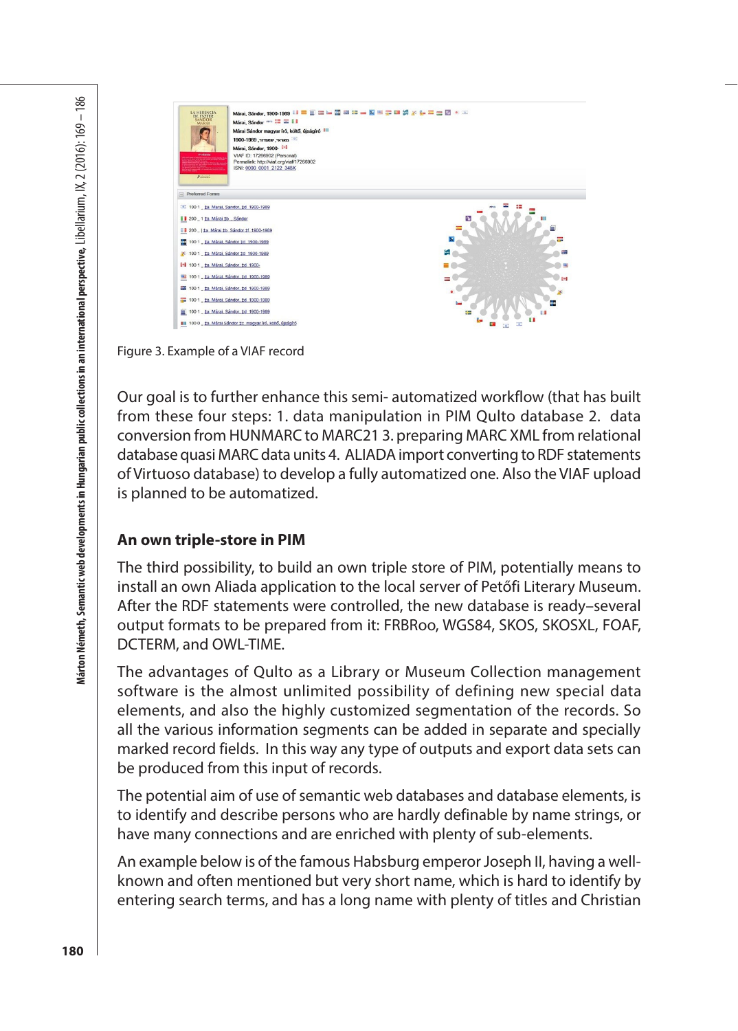Figure 3. Example of a VIAF record

Our goal is to further enhance this semi- automatized workflow (that has built from these four steps: 1. data manipulation in PIM Qulto database 2. data conversion from HUNMARC to MARC21 3. preparing MARC XML from relational database quasi MARC data units 4. ALIADA import converting to RDF statements of Virtuoso database) to develop a fully automatized one. Also the VIAF upload is planned to be automatized.

## An own triple-store in PIM

The third possibility, to build an own triple store of PIM, potentially means to install an own Aliada application to the local server of Petőfi Literary Museum. After the RDF statements were controlled, the new database is ready–several output formats to be prepared from it: FRBRoo, WGS84, SKOS, SKOSXL, FOAF, DCTERM, and OWL-TIME.

The advantages of Qulto as a Library or Museum Collection management software is the almost unlimited possibility of defining new special data elements, and also the highly customized segmentation of the records. So all the various information segments can be added in separate and specially marked record fields. In this way any type of outputs and export data sets can be produced from this input of records.

The potential aim of use of semantic web databases and database elements, is to identify and describe persons who are hardly definable by name strings, or have many connections and are enriched with plenty of sub-elements.

An example below is of the famous Habsburg emperor Joseph II, having a well-known and often mentioned but very short name, which is hard to identify by entering search terms, and has a long name with plenty of titles and Christian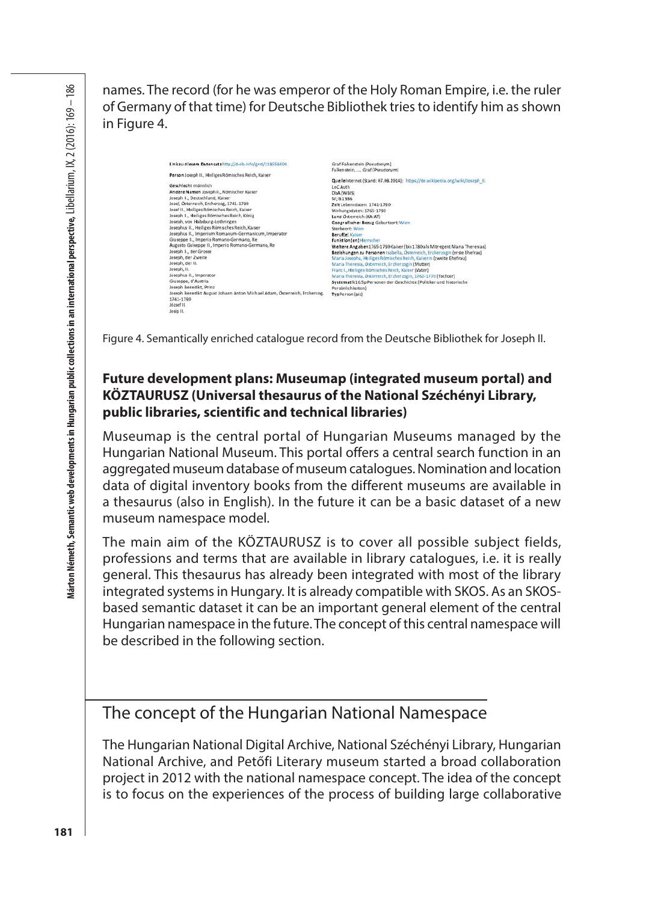names. The record (for he was emperor of the Holy Roman Empire, i.e. the ruler of Germany of that time) for Deutsche Bibliothek tries to identify him as shown in Figure 4.

Figure 4. Semantically enriched catalogue record from the Deutsche Bibliothek for Joseph II.

### Future development plans: Museumap (integrated museum portal) and KÖZTAURUSZ (Universal thesaurus of the National Széchényi Library, public libraries, scientific and technical libraries)

Museumap is the central portal of Hungarian Museums managed by the Hungarian National Museum. This portal offers a central search function in an aggregated museum database of museum catalogues. Nomination and location data of digital inventory books from the different museums are available in a thesaurus (also in English). In the future it can be a basic dataset of a new museum namespace model.

The main aim of the KÖZTAURUSZ is to cover all possible subject fields, professions and terms that are available in library catalogues, i.e. it is really general. This thesaurus has already been integrated with most of the library integrated systems in Hungary. It is already compatible with SKOS. As an SKOS-based semantic dataset it can be an important general element of the central Hungarian namespace in the future. The concept of this central namespace will be described in the following section.

## The concept of the Hungarian National Namespace

The Hungarian National Digital Archive, National Széchényi Library, Hungarian National Archive, and Petőfi Literary museum started a broad collaboration project in 2012 with the national namespace concept. The idea of the concept is to focus on the experiences of the process of building large collaborative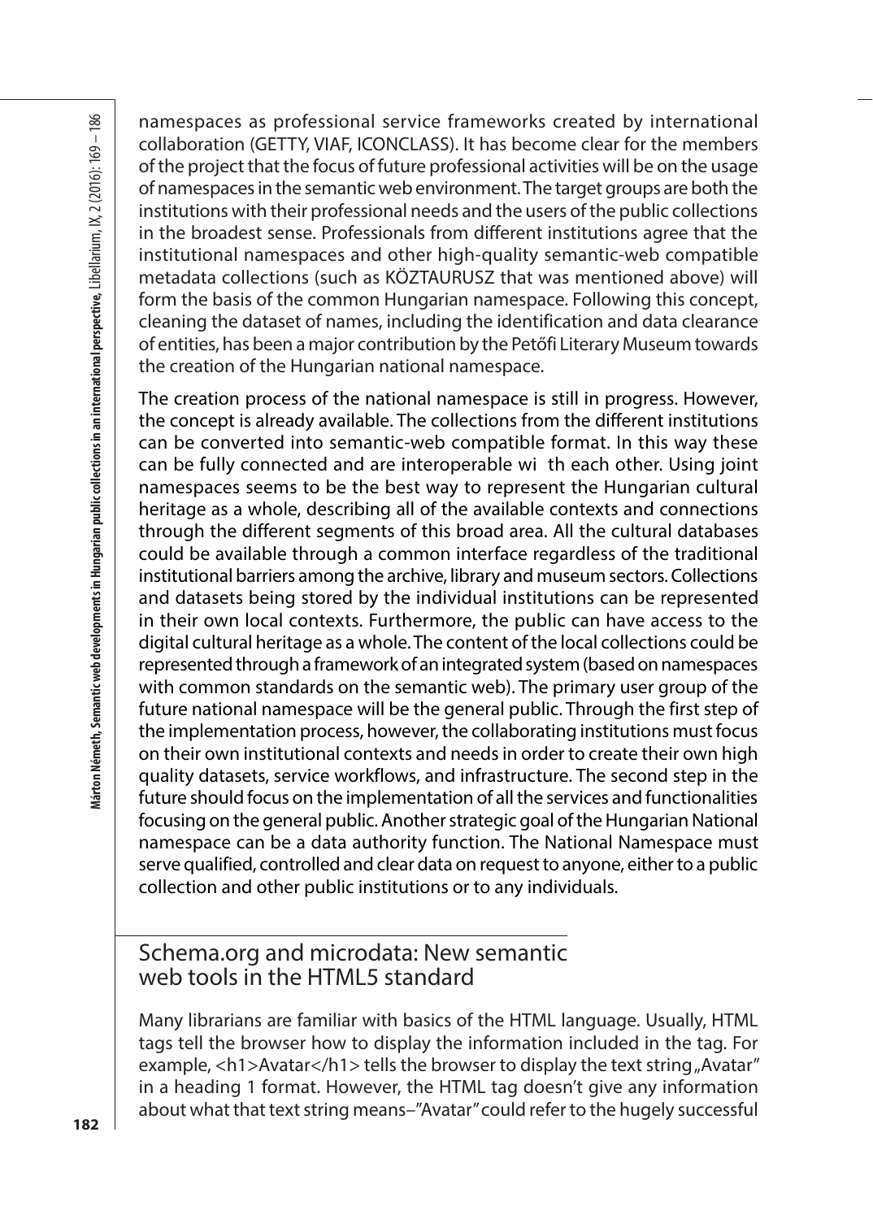namespaces as professional service frameworks created by international collaboration (GETTY, VIAF, ICONCLASS). It has become clear for the members of the project that the focus of future professional activities will be on the usage of namespaces in the semantic web environment. The target groups are both the institutions with their professional needs and the users of the public collections in the broadest sense. Professionals from different institutions agree that the institutional namespaces and other high-quality semantic-web compatible metadata collections (such as KÖZTAURUSZ that was mentioned above) will form the basis of the common Hungarian namespace. Following this concept, cleaning the dataset of names, including the identification and data clearance of entities, has been a major contribution by the Petőfi Literary Museum towards the creation of the Hungarian national namespace.

The creation process of the national namespace is still in progress. However, the concept is already available. The collections from the different institutions can be converted into semantic-web compatible format. In this way these can be fully connected and are interoperable wi th each other. Using joint namespaces seems to be the best way to represent the Hungarian cultural heritage as a whole, describing all of the available contexts and connections through the different segments of this broad area. All the cultural databases could be available through a common interface regardless of the traditional institutional barriers among the archive, library and museum sectors. Collections and datasets being stored by the individual institutions can be represented in their own local contexts. Furthermore, the public can have access to the digital cultural heritage as a whole. The content of the local collections could be represented through a framework of an integrated system (based on namespaces with common standards on the semantic web). The primary user group of the future national namespace will be the general public. Through the first step of the implementation process, however, the collaborating institutions must focus on their own institutional contexts and needs in order to create their own high quality datasets, service workflows, and infrastructure. The second step in the future should focus on the implementation of all the services and functionalities focusing on the general public. Another strategic goal of the Hungarian National namespace can be a data authority function. The National Namespace must serve qualified, controlled and clear data on request to anyone, either to a public collection and other public institutions or to any individuals.

## Schema.org and microdata: New semantic web tools in the HTML5 standard

Many librarians are familiar with basics of the HTML language. Usually, HTML tags tell the browser how to display the information included in the tag. For example, <h1>Avatar</h1> tells the browser to display the text string „Avatar" in a heading 1 format. However, the HTML tag doesn't give any information about what that text string means–"Avatar" could refer to the hugely successful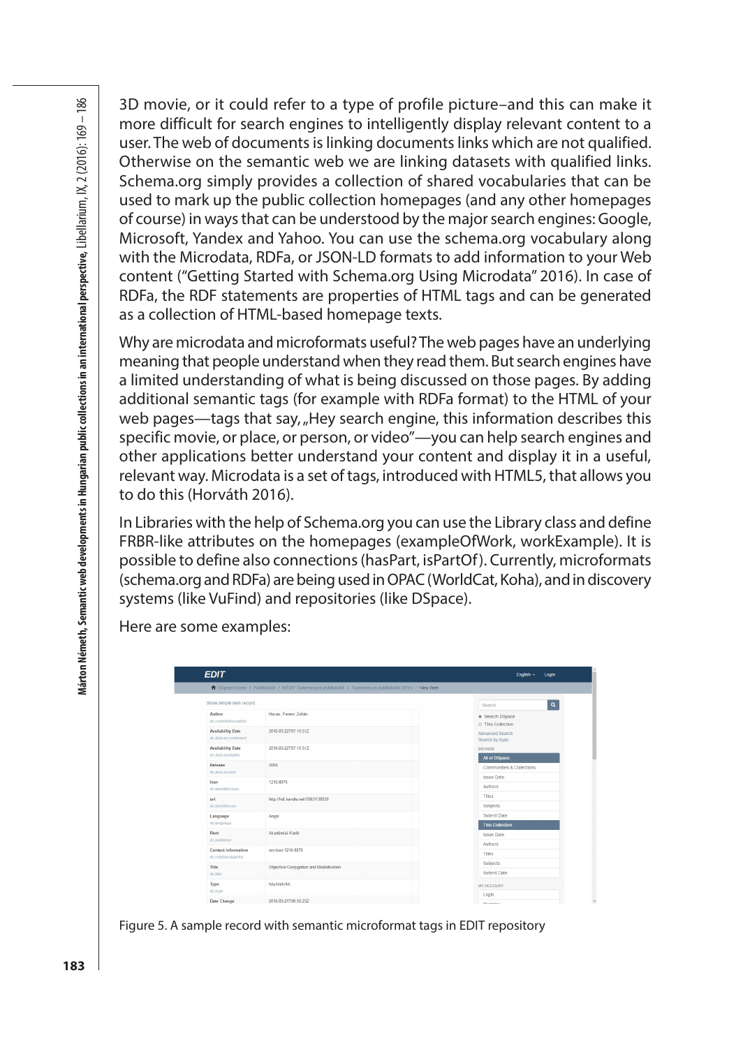3D movie, or it could refer to a type of profile picture–and this can make it more difficult for search engines to intelligently display relevant content to a user. The web of documents is linking documents links which are not qualified. Otherwise on the semantic web we are linking datasets with qualified links. Schema.org simply provides a collection of shared vocabularies that can be used to mark up the public collection homepages (and any other homepages of course) in ways that can be understood by the major search engines: Google, Microsoft, Yandex and Yahoo. You can use the schema.org vocabulary along with the Microdata, RDFa, or JSON-LD formats to add information to your Web content ("Getting Started with Schema.org Using Microdata" 2016). In case of RDFa, the RDF statements are properties of HTML tags and can be generated as a collection of HTML-based homepage texts.

Why are microdata and microformats useful? The web pages have an underlying meaning that people understand when they read them. But search engines have a limited understanding of what is being discussed on those pages. By adding additional semantic tags (for example with RDFa format) to the HTML of your web pages—tags that say, „Hey search engine, this information describes this specific movie, or place, or person, or video"—you can help search engines and other applications better understand your content and display it in a useful, relevant way. Microdata is a set of tags, introduced with HTML5, that allows you to do this (Horváth 2016).

In Libraries with the help of Schema.org you can use the Library class and define FRBR-like attributes on the homepages (exampleOfWork, workExample). It is possible to define also connections (hasPart, isPartOf). Currently, microformats (schema.org and RDFa) are being used in OPAC (WorldCat, Koha), and in discovery systems (like VuFind) and repositories (like DSpace).

Here are some examples:

Figure 5. A sample record with semantic microformat tags in EDIT repository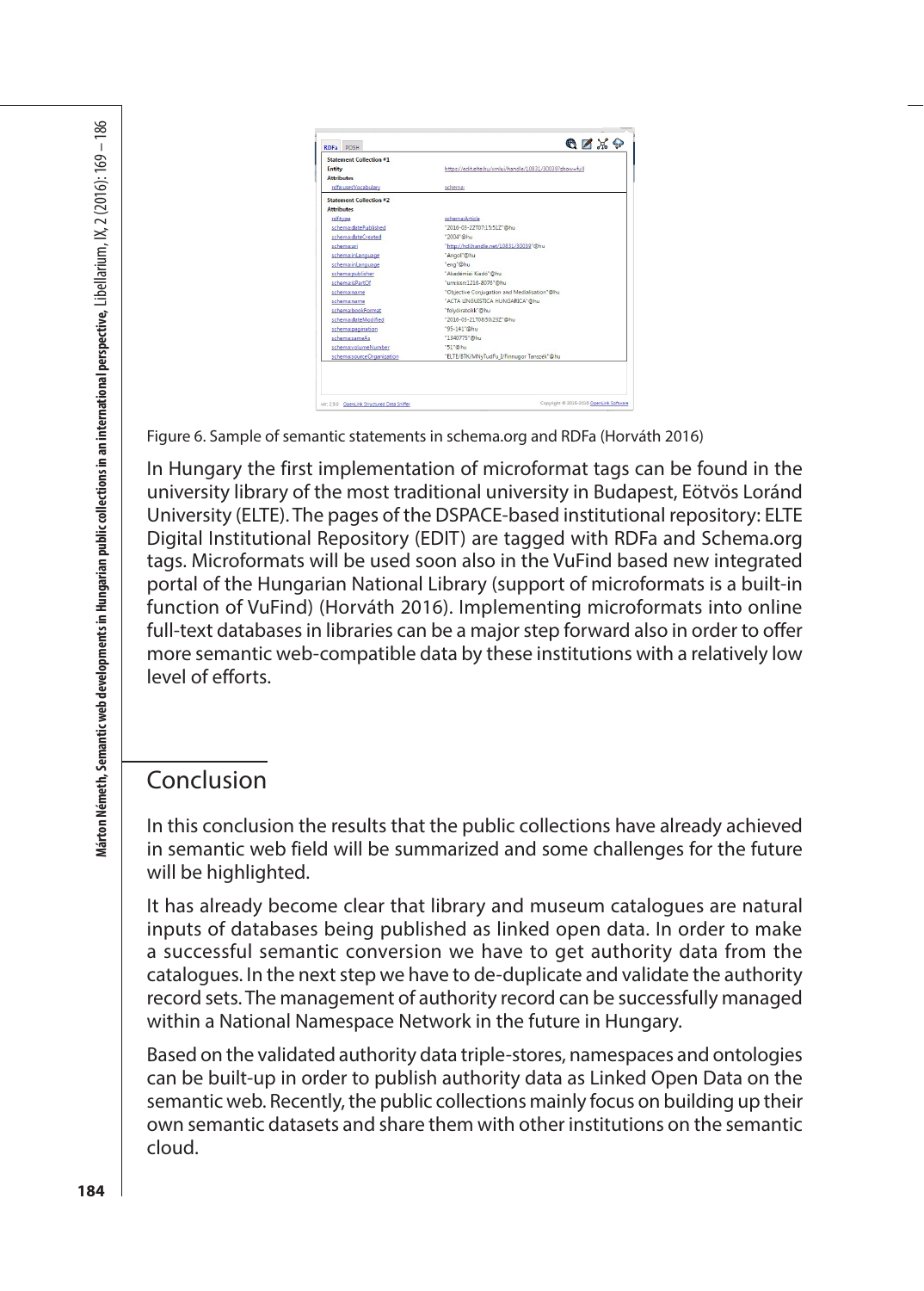Figure 6. Sample of semantic statements in schema.org and RDFa (Horváth 2016)

In Hungary the first implementation of microformat tags can be found in the university library of the most traditional university in Budapest, Eötvös Loránd University (ELTE). The pages of the DSPACE-based institutional repository: ELTE Digital Institutional Repository (EDIT) are tagged with RDFa and Schema.org tags. Microformats will be used soon also in the VuFind based new integrated portal of the Hungarian National Library (support of microformats is a built-in function of VuFind) (Horváth 2016). Implementing microformats into online full-text databases in libraries can be a major step forward also in order to offer more semantic web-compatible data by these institutions with a relatively low level of efforts.

## Conclusion

In this conclusion the results that the public collections have already achieved in semantic web field will be summarized and some challenges for the future will be highlighted.

It has already become clear that library and museum catalogues are natural inputs of databases being published as linked open data. In order to make a successful semantic conversion we have to get authority data from the catalogues. In the next step we have to de-duplicate and validate the authority record sets. The management of authority record can be successfully managed within a National Namespace Network in the future in Hungary.

Based on the validated authority data triple-stores, namespaces and ontologies can be built-up in order to publish authority data as Linked Open Data on the semantic web. Recently, the public collections mainly focus on building up their own semantic datasets and share them with other institutions on the semantic cloud.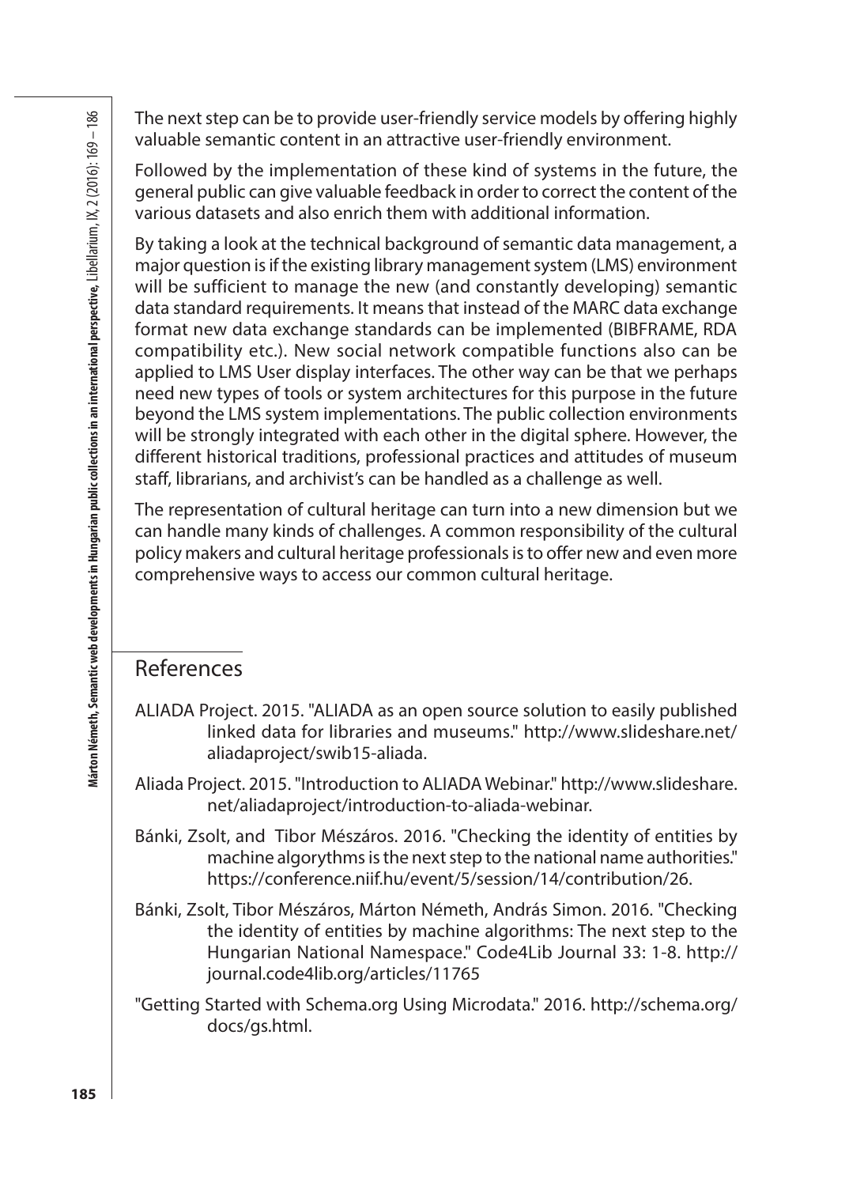The next step can be to provide user-friendly service models by offering highly valuable semantic content in an attractive user-friendly environment.

Followed by the implementation of these kind of systems in the future, the general public can give valuable feedback in order to correct the content of the various datasets and also enrich them with additional information.

By taking a look at the technical background of semantic data management, a major question is if the existing library management system (LMS) environment will be sufficient to manage the new (and constantly developing) semantic data standard requirements. It means that instead of the MARC data exchange format new data exchange standards can be implemented (BIBFRAME, RDA compatibility etc.). New social network compatible functions also can be applied to LMS User display interfaces. The other way can be that we perhaps need new types of tools or system architectures for this purpose in the future beyond the LMS system implementations. The public collection environments will be strongly integrated with each other in the digital sphere. However, the different historical traditions, professional practices and attitudes of museum staff, librarians, and archivist's can be handled as a challenge as well.

The representation of cultural heritage can turn into a new dimension but we can handle many kinds of challenges. A common responsibility of the cultural policy makers and cultural heritage professionals is to offer new and even more comprehensive ways to access our common cultural heritage.

## References

ALIADA Project. 2015. "ALIADA as an open source solution to easily published linked data for libraries and museums." http://www.slideshare.net/aliadaproject/swib15-aliada.

Aliada Project. 2015. "Introduction to ALIADA Webinar." http://www.slideshare.net/aliadaproject/introduction-to-aliada-webinar.

Bánki, Zsolt, and Tibor Mészáros. 2016. "Checking the identity of entities by machine algorythms is the next step to the national name authorities." https://conference.niif.hu/event/5/session/14/contribution/26.

Bánki, Zsolt, Tibor Mészáros, Márton Németh, András Simon. 2016. "Checking the identity of entities by machine algorithms: The next step to the Hungarian National Namespace." Code4Lib Journal 33: 1-8. http://journal.code4lib.org/articles/11765

"Getting Started with Schema.org Using Microdata." 2016. http://schema.org/docs/gs.html.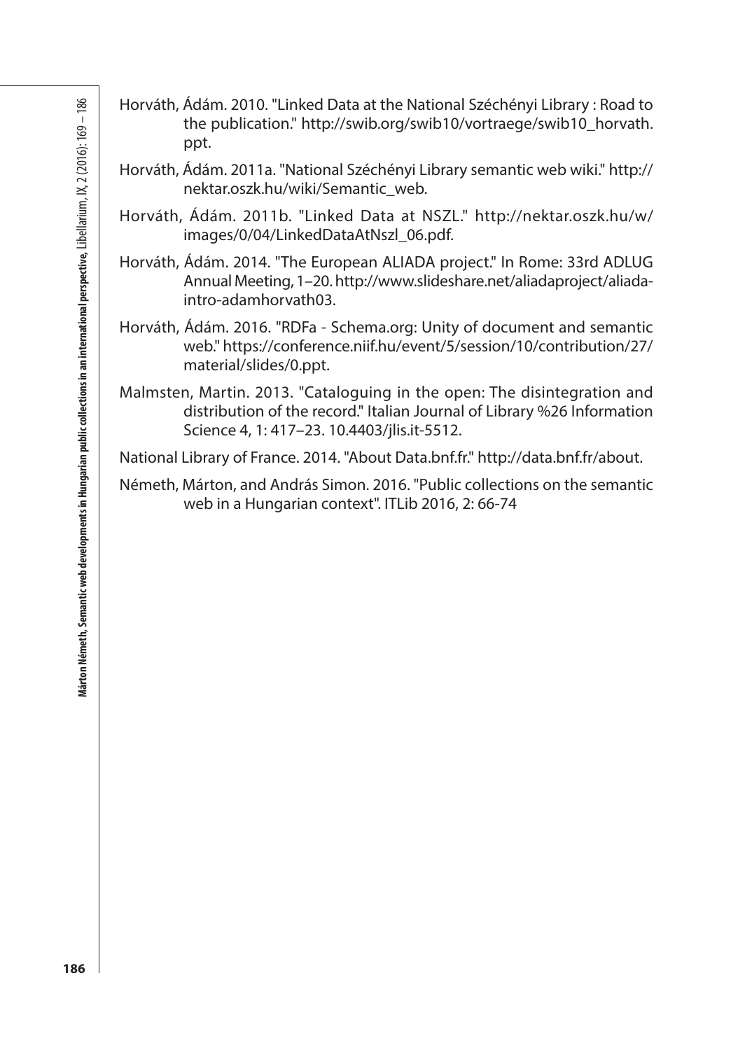Horváth, Ádám. 2010. "Linked Data at the National Széchényi Library : Road to the publication." http://swib.org/swib10/vortraege/swib10_horvath.ppt.

Horváth, Ádám. 2011a. "National Széchényi Library semantic web wiki." http://nektar.oszk.hu/wiki/Semantic_web.

Horváth, Ádám. 2011b. "Linked Data at NSZL." http://nektar.oszk.hu/w/images/0/04/LinkedDataAtNszl_06.pdf.

Horváth, Ádám. 2014. "The European ALIADA project." In Rome: 33rd ADLUG Annual Meeting, 1–20. http://www.slideshare.net/aliadaproject/aliada-intro-adamhorvath03.

Horváth, Ádám. 2016. "RDFa - Schema.org: Unity of document and semantic web." https://conference.niif.hu/event/5/session/10/contribution/27/material/slides/0.ppt.

Malmsten, Martin. 2013. "Cataloguing in the open: The disintegration and distribution of the record." Italian Journal of Library %26 Information Science 4, 1: 417–23. 10.4403/jlis.it-5512.

National Library of France. 2014. "About Data.bnf.fr." http://data.bnf.fr/about.

Németh, Márton, and András Simon. 2016. "Public collections on the semantic web in a Hungarian context". ITLib 2016, 2: 66-74